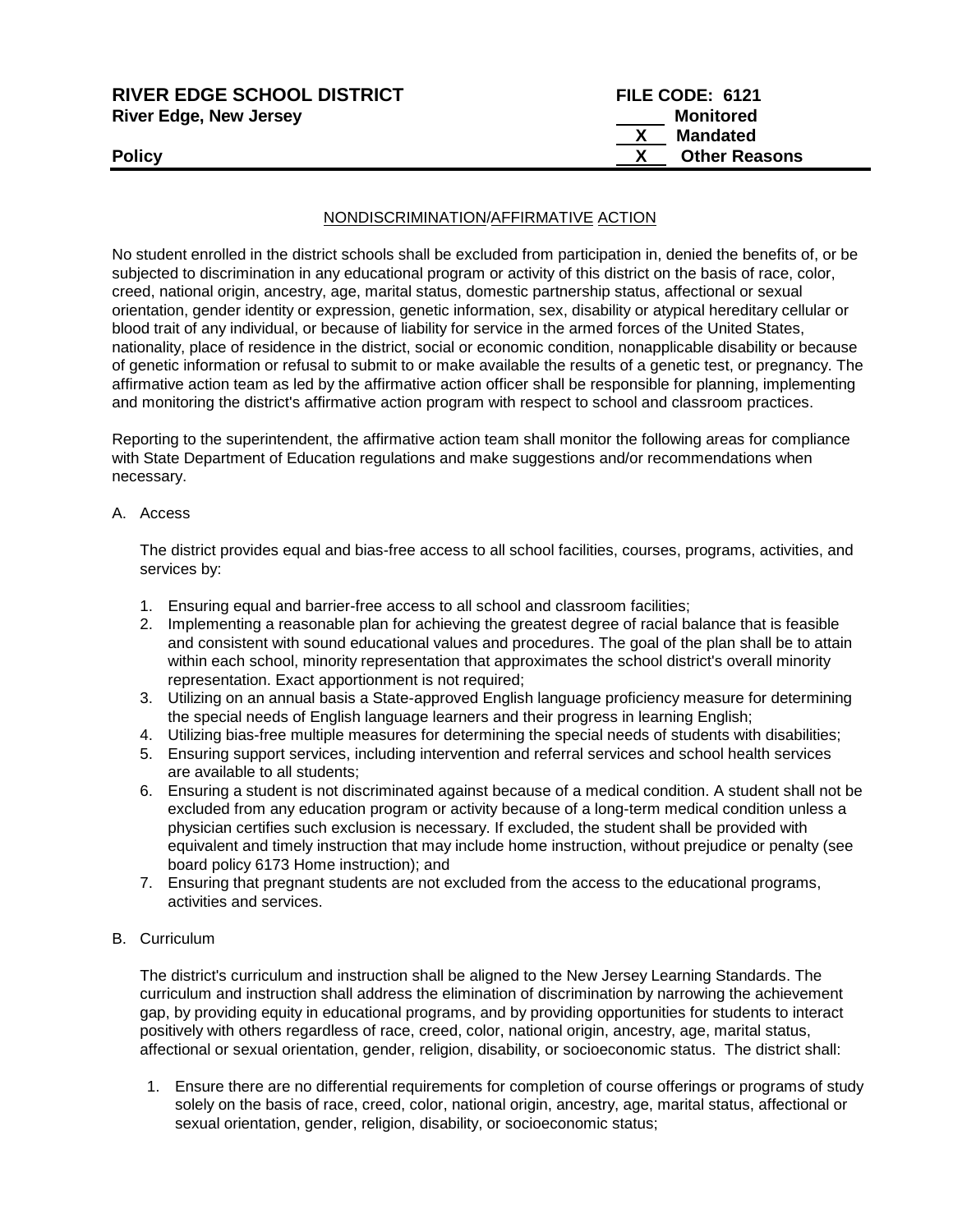**RIVER EDGE SCHOOL DISTRICT**
**River Edge, New Jersey**

**FILE CODE: 6121**
_____ **Monitored**
__X__ **Mandated**
__X__ **Other Reasons**

**Policy**

NONDISCRIMINATION/AFFIRMATIVE ACTION

No student enrolled in the district schools shall be excluded from participation in, denied the benefits of, or be subjected to discrimination in any educational program or activity of this district on the basis of race, color, creed, national origin, ancestry, age, marital status, domestic partnership status, affectional or sexual orientation, gender identity or expression, genetic information, sex, disability or atypical hereditary cellular or blood trait of any individual, or because of liability for service in the armed forces of the United States, nationality, place of residence in the district, social or economic condition, nonapplicable disability or because of genetic information or refusal to submit to or make available the results of a genetic test, or pregnancy. The affirmative action team as led by the affirmative action officer shall be responsible for planning, implementing and monitoring the district's affirmative action program with respect to school and classroom practices.

Reporting to the superintendent, the affirmative action team shall monitor the following areas for compliance with State Department of Education regulations and make suggestions and/or recommendations when necessary.

A. Access

The district provides equal and bias-free access to all school facilities, courses, programs, activities, and services by:

1. Ensuring equal and barrier-free access to all school and classroom facilities;
2. Implementing a reasonable plan for achieving the greatest degree of racial balance that is feasible and consistent with sound educational values and procedures. The goal of the plan shall be to attain within each school, minority representation that approximates the school district's overall minority representation. Exact apportionment is not required;
3. Utilizing on an annual basis a State-approved English language proficiency measure for determining the special needs of English language learners and their progress in learning English;
4. Utilizing bias-free multiple measures for determining the special needs of students with disabilities;
5. Ensuring support services, including intervention and referral services and school health services are available to all students;
6. Ensuring a student is not discriminated against because of a medical condition. A student shall not be excluded from any education program or activity because of a long-term medical condition unless a physician certifies such exclusion is necessary. If excluded, the student shall be provided with equivalent and timely instruction that may include home instruction, without prejudice or penalty (see board policy 6173 Home instruction); and
7. Ensuring that pregnant students are not excluded from the access to the educational programs, activities and services.

B. Curriculum

The district's curriculum and instruction shall be aligned to the New Jersey Learning Standards. The curriculum and instruction shall address the elimination of discrimination by narrowing the achievement gap, by providing equity in educational programs, and by providing opportunities for students to interact positively with others regardless of race, creed, color, national origin, ancestry, age, marital status, affectional or sexual orientation, gender, religion, disability, or socioeconomic status. The district shall:

1. Ensure there are no differential requirements for completion of course offerings or programs of study solely on the basis of race, creed, color, national origin, ancestry, age, marital status, affectional or sexual orientation, gender, religion, disability, or socioeconomic status;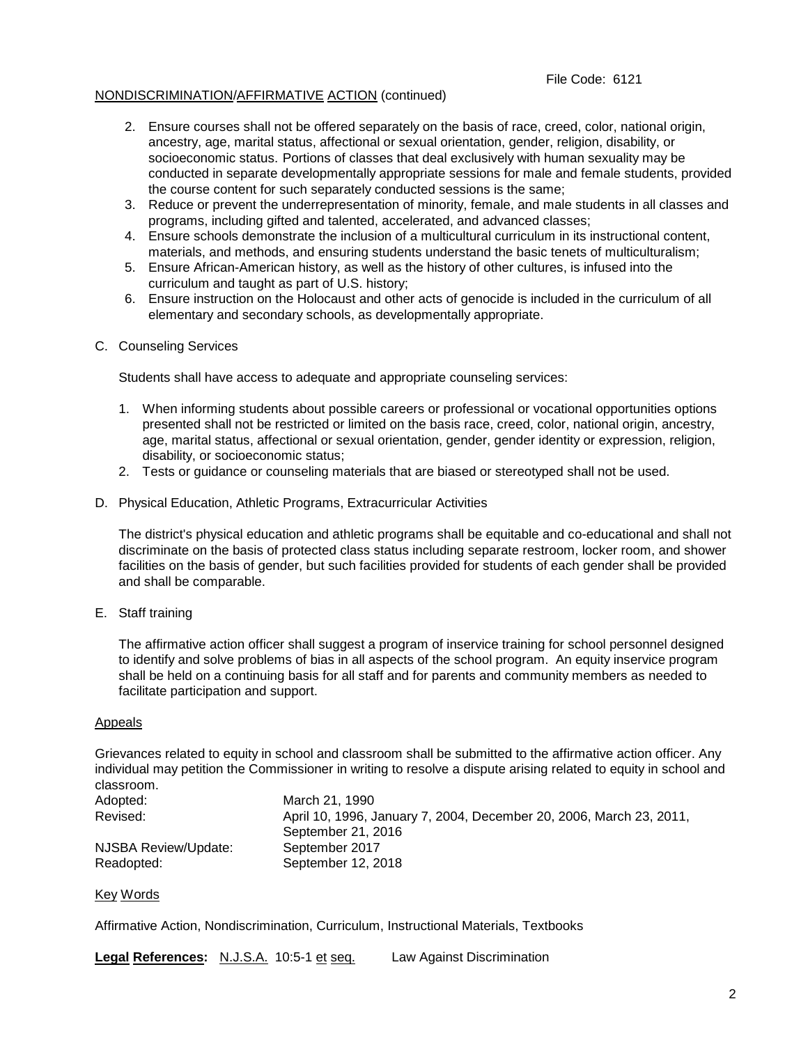File Code: 6121

NONDISCRIMINATION/AFFIRMATIVE ACTION (continued)

2. Ensure courses shall not be offered separately on the basis of race, creed, color, national origin, ancestry, age, marital status, affectional or sexual orientation, gender, religion, disability, or socioeconomic status. Portions of classes that deal exclusively with human sexuality may be conducted in separate developmentally appropriate sessions for male and female students, provided the course content for such separately conducted sessions is the same;
3. Reduce or prevent the underrepresentation of minority, female, and male students in all classes and programs, including gifted and talented, accelerated, and advanced classes;
4. Ensure schools demonstrate the inclusion of a multicultural curriculum in its instructional content, materials, and methods, and ensuring students understand the basic tenets of multiculturalism;
5. Ensure African-American history, as well as the history of other cultures, is infused into the curriculum and taught as part of U.S. history;
6. Ensure instruction on the Holocaust and other acts of genocide is included in the curriculum of all elementary and secondary schools, as developmentally appropriate.

C. Counseling Services

Students shall have access to adequate and appropriate counseling services:

1. When informing students about possible careers or professional or vocational opportunities options presented shall not be restricted or limited on the basis race, creed, color, national origin, ancestry, age, marital status, affectional or sexual orientation, gender, gender identity or expression, religion, disability, or socioeconomic status;
2. Tests or guidance or counseling materials that are biased or stereotyped shall not be used.

D. Physical Education, Athletic Programs, Extracurricular Activities

The district's physical education and athletic programs shall be equitable and co-educational and shall not discriminate on the basis of protected class status including separate restroom, locker room, and shower facilities on the basis of gender, but such facilities provided for students of each gender shall be provided and shall be comparable.

E. Staff training

The affirmative action officer shall suggest a program of inservice training for school personnel designed to identify and solve problems of bias in all aspects of the school program. An equity inservice program shall be held on a continuing basis for all staff and for parents and community members as needed to facilitate participation and support.

Appeals

Grievances related to equity in school and classroom shall be submitted to the affirmative action officer. Any individual may petition the Commissioner in writing to resolve a dispute arising related to equity in school and classroom.

| | |
|---|---|
| Adopted: | March 21, 1990 |
| Revised: | April 10, 1996, January 7, 2004, December 20, 2006, March 23, 2011, September 21, 2016 |
| NJSBA Review/Update: | September 2017 |
| Readopted: | September 12, 2018 |

Key Words

Affirmative Action, Nondiscrimination, Curriculum, Instructional Materials, Textbooks

**Legal References:** N.J.S.A. 10:5-1 et seq. Law Against Discrimination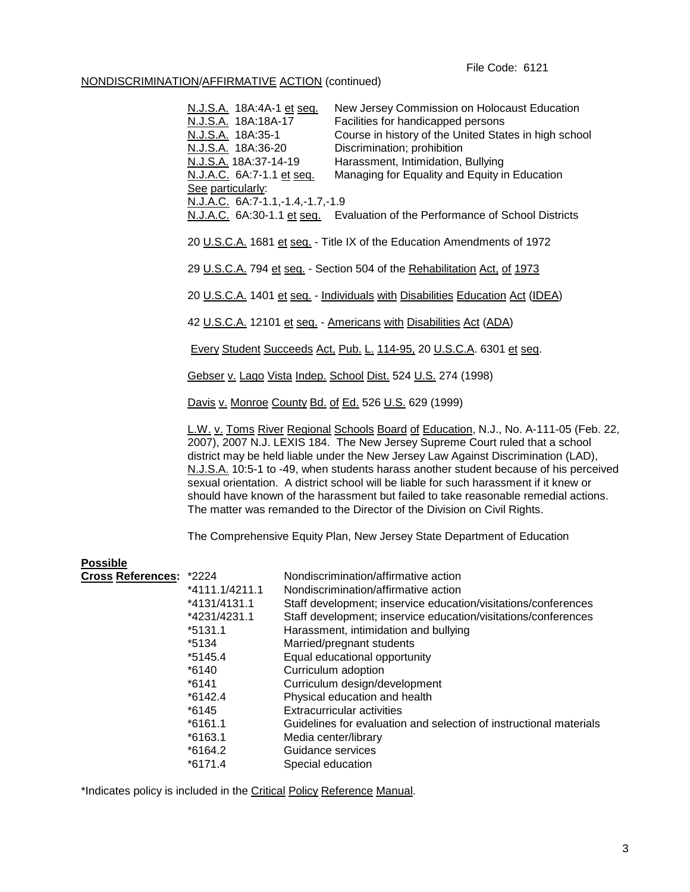File Code: 6121

NONDISCRIMINATION/AFFIRMATIVE ACTION (continued)

| | |
|---|---|
| N.J.S.A. 18A:4A-1 et seq. | New Jersey Commission on Holocaust Education |
| N.J.S.A. 18A:18A-17 | Facilities for handicapped persons |
| N.J.S.A. 18A:35-1 | Course in history of the United States in high school |
| N.J.S.A. 18A:36-20 | Discrimination; prohibition |
| N.J.S.A. 18A:37-14-19 | Harassment, Intimidation, Bullying |
| N.J.A.C. 6A:7-1.1 et seq. | Managing for Equality and Equity in Education |

See particularly:
N.J.A.C. 6A:7-1.1,-1.4,-1.7,-1.9
N.J.A.C. 6A:30-1.1 et seq. Evaluation of the Performance of School Districts

20 U.S.C.A. 1681 et seq. - Title IX of the Education Amendments of 1972

29 U.S.C.A. 794 et seq. - Section 504 of the Rehabilitation Act, of 1973

20 U.S.C.A. 1401 et seq. - Individuals with Disabilities Education Act (IDEA)

42 U.S.C.A. 12101 et seq. - Americans with Disabilities Act (ADA)

Every Student Succeeds Act, Pub. L. 114-95, 20 U.S.C.A. 6301 et seq.

Gebser v. Lago Vista Indep. School Dist. 524 U.S. 274 (1998)

Davis v. Monroe County Bd. of Ed. 526 U.S. 629 (1999)

L.W. v. Toms River Regional Schools Board of Education, N.J., No. A-111-05 (Feb. 22, 2007), 2007 N.J. LEXIS 184. The New Jersey Supreme Court ruled that a school district may be held liable under the New Jersey Law Against Discrimination (LAD), N.J.S.A. 10:5-1 to -49, when students harass another student because of his perceived sexual orientation. A district school will be liable for such harassment if it knew or should have known of the harassment but failed to take reasonable remedial actions. The matter was remanded to the Director of the Division on Civil Rights.

The Comprehensive Equity Plan, New Jersey State Department of Education

**Possible Cross References:**

| | |
|---|---|
| *2224 | Nondiscrimination/affirmative action |
| *4111.1/4211.1 | Nondiscrimination/affirmative action |
| *4131/4131.1 | Staff development; inservice education/visitations/conferences |
| *4231/4231.1 | Staff development; inservice education/visitations/conferences |
| *5131.1 | Harassment, intimidation and bullying |
| *5134 | Married/pregnant students |
| *5145.4 | Equal educational opportunity |
| *6140 | Curriculum adoption |
| *6141 | Curriculum design/development |
| *6142.4 | Physical education and health |
| *6145 | Extracurricular activities |
| *6161.1 | Guidelines for evaluation and selection of instructional materials |
| *6163.1 | Media center/library |
| *6164.2 | Guidance services |
| *6171.4 | Special education |

*Indicates policy is included in the Critical Policy Reference Manual.